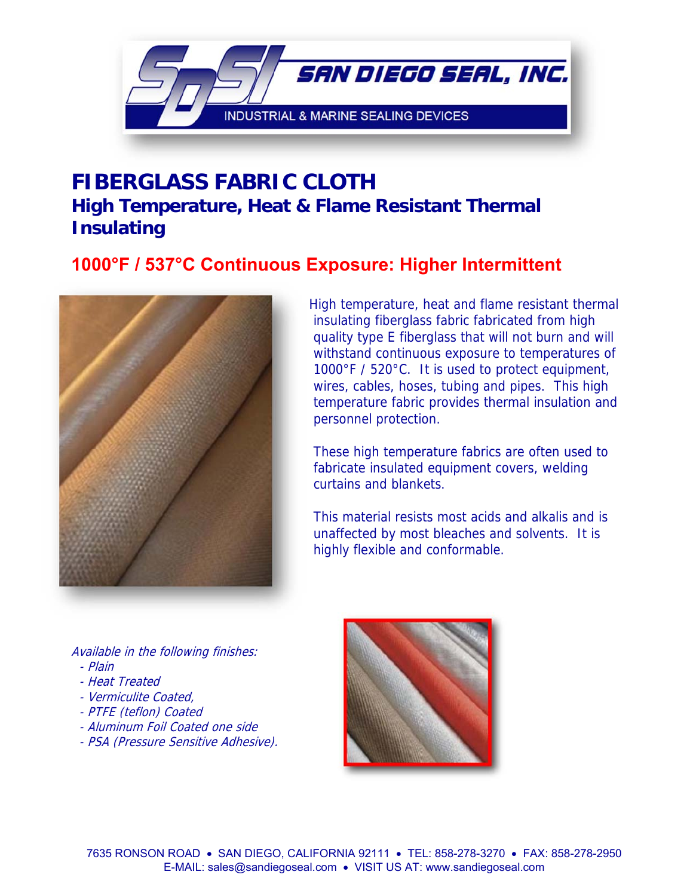SAN DIEGO SEAL, INC.

INDUSTRIAL & MARINE SEALING DEVICES

# FIBERGLASS FABRIC CLOTH

## High Temperature, Heat & Flame Resistant Thermal Insulating

### 1000°F / 537°C Continuous Exposure: Higher Intermittent

High temperature, heat and flame resistant thermal insulating fiberglass fabric fabricated from high quality type E fiberglass that will not burn and will withstand continuous exposure to temperatures of 1000°F / 520°C. It is used to protect equipment, wires, cables, hoses, tubing and pipes. This high temperature fabric provides thermal insulation and personnel protection.

These high temperature fabrics are often used to fabricate insulated equipment covers, welding curtains and blankets.

This material resists most acids and alkalis and is unaffected by most bleaches and solvents. It is highly flexible and conformable.

*Available in the following finishes:*

- *Plain*
- *Heat Treated*
- *Vermiculite Coated,*
- *PTFE (teflon) Coated*
- *Aluminum Foil Coated one side*
- *PSA (Pressure Sensitive Adhesive).*

7635 RONSON ROAD • SAN DIEGO, CALIFORNIA 92111 • TEL: 858-278-3270 • FAX: 858-278-2950
E-MAIL: sales@sandiegoseal.com • VISIT US AT: www.sandiegoseal.com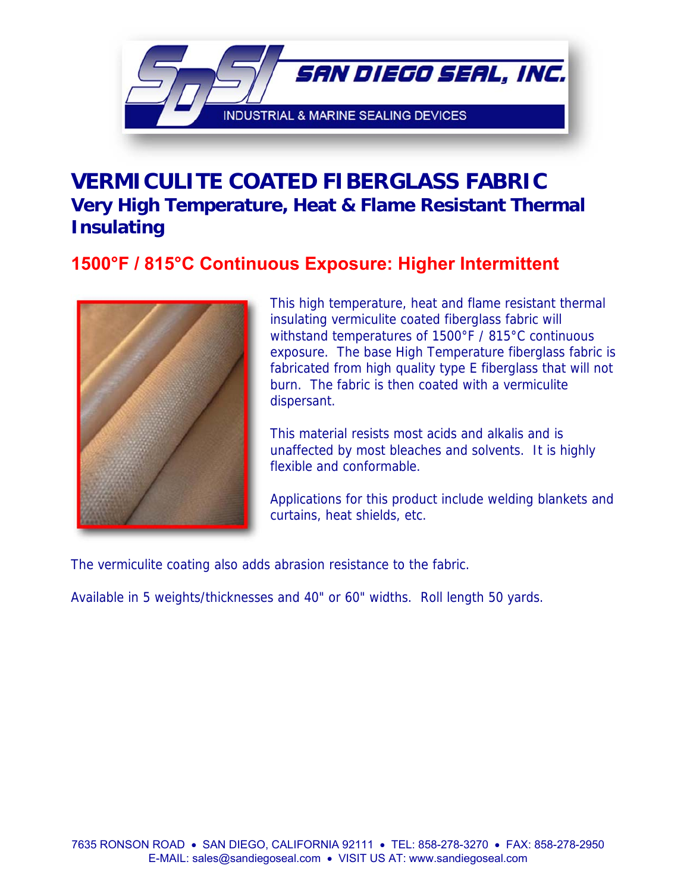# VERMICULITE COATED FIBERGLASS FABRIC

## Very High Temperature, Heat & Flame Resistant Thermal Insulating

### 1500°F / 815°C Continuous Exposure: Higher Intermittent

This high temperature, heat and flame resistant thermal insulating vermiculite coated fiberglass fabric will withstand temperatures of 1500°F / 815°C continuous exposure. The base High Temperature fiberglass fabric is fabricated from high quality type E fiberglass that will not burn. The fabric is then coated with a vermiculite dispersant.

This material resists most acids and alkalis and is unaffected by most bleaches and solvents. It is highly flexible and conformable.

Applications for this product include welding blankets and curtains, heat shields, etc.

The vermiculite coating also adds abrasion resistance to the fabric.

Available in 5 weights/thicknesses and 40" or 60" widths. Roll length 50 yards.

7635 RONSON ROAD • SAN DIEGO, CALIFORNIA 92111 • TEL: 858-278-3270 • FAX: 858-278-2950
E-MAIL: sales@sandiegoseal.com • VISIT US AT: www.sandiegoseal.com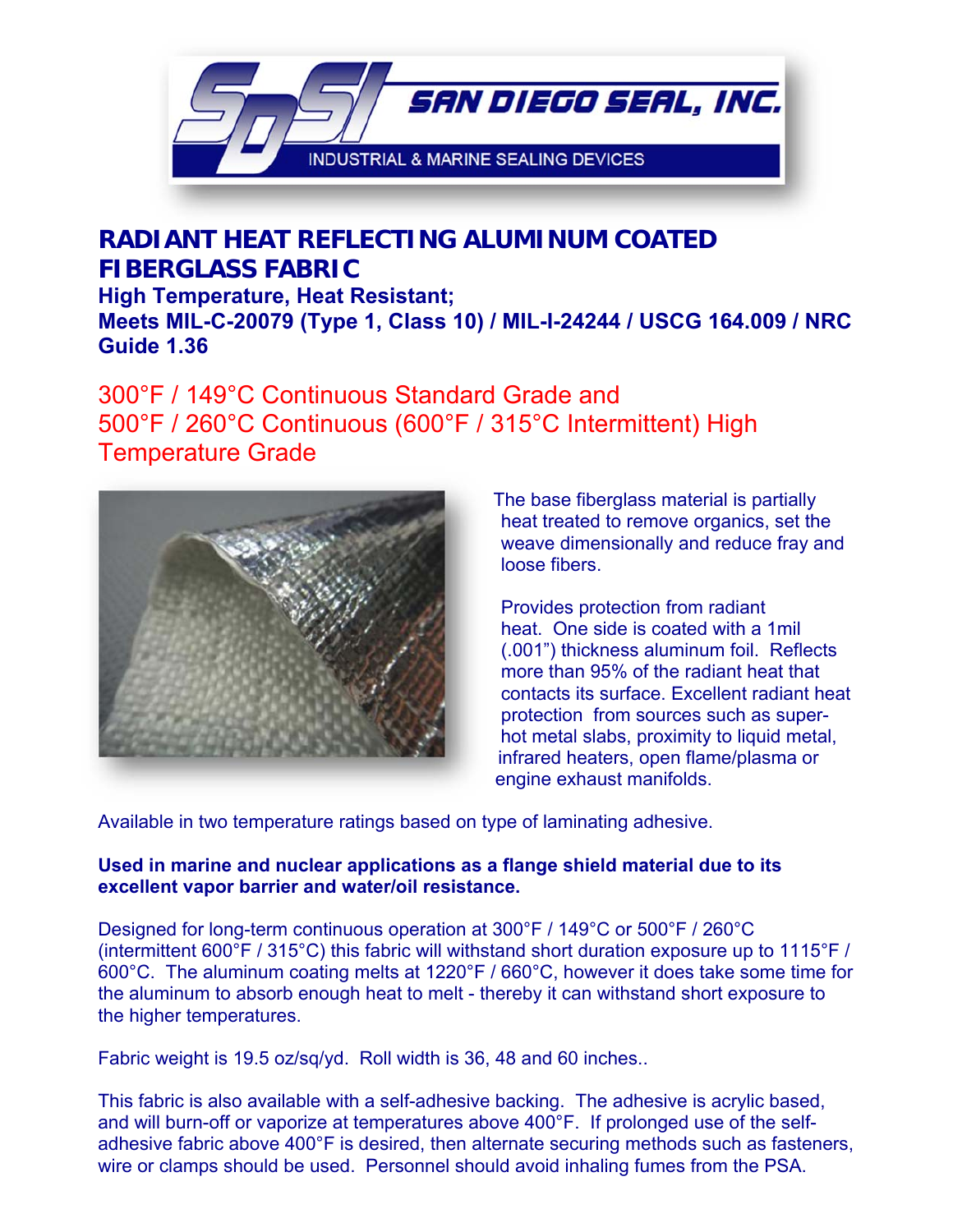# RADIANT HEAT REFLECTING ALUMINUM COATED FIBERGLASS FABRIC

**High Temperature, Heat Resistant;**
**Meets MIL-C-20079 (Type 1, Class 10) / MIL-I-24244 / USCG 164.009 / NRC Guide 1.36**

## 300°F / 149°C Continuous Standard Grade and 500°F / 260°C Continuous (600°F / 315°C Intermittent) High Temperature Grade

The base fiberglass material is partially heat treated to remove organics, set the weave dimensionally and reduce fray and loose fibers.

Provides protection from radiant heat. One side is coated with a 1mil (.001") thickness aluminum foil. Reflects more than 95% of the radiant heat that contacts its surface. Excellent radiant heat protection from sources such as super-hot metal slabs, proximity to liquid metal, infrared heaters, open flame/plasma or engine exhaust manifolds.

Available in two temperature ratings based on type of laminating adhesive.

**Used in marine and nuclear applications as a flange shield material due to its excellent vapor barrier and water/oil resistance.**

Designed for long-term continuous operation at 300°F / 149°C or 500°F / 260°C (intermittent 600°F / 315°C) this fabric will withstand short duration exposure up to 1115°F / 600°C. The aluminum coating melts at 1220°F / 660°C, however it does take some time for the aluminum to absorb enough heat to melt - thereby it can withstand short exposure to the higher temperatures.

Fabric weight is 19.5 oz/sq/yd. Roll width is 36, 48 and 60 inches..

This fabric is also available with a self-adhesive backing. The adhesive is acrylic based, and will burn-off or vaporize at temperatures above 400°F. If prolonged use of the self-adhesive fabric above 400°F is desired, then alternate securing methods such as fasteners, wire or clamps should be used. Personnel should avoid inhaling fumes from the PSA.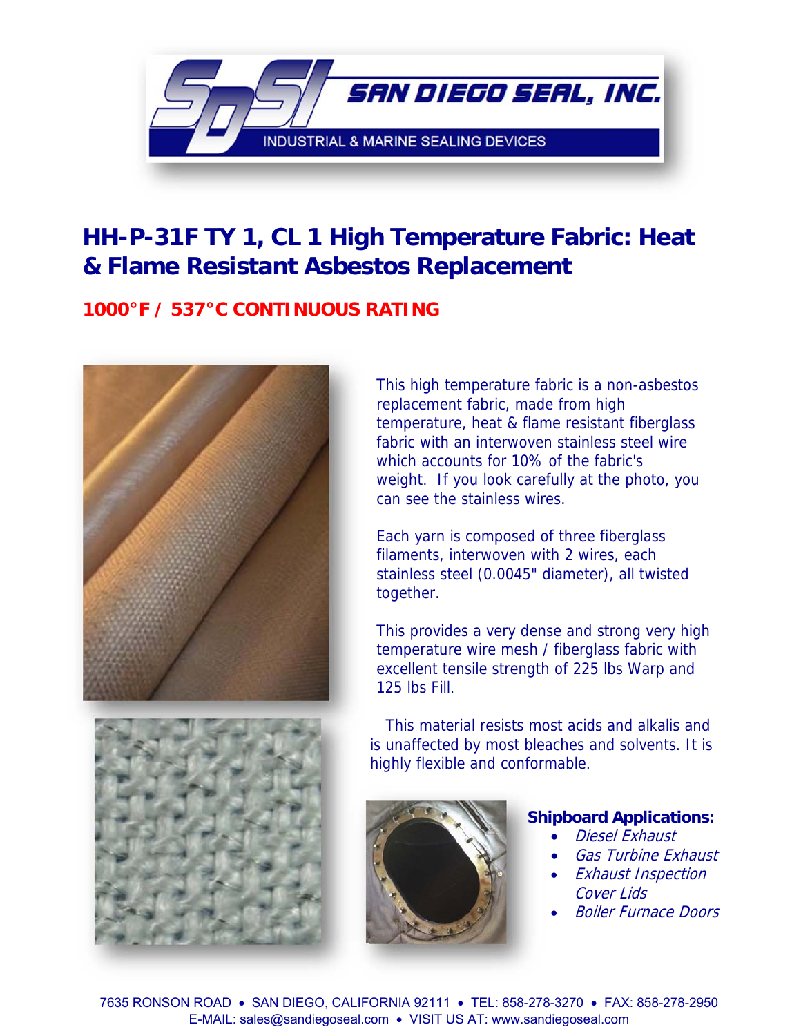SAN DIEGO SEAL, INC.

INDUSTRIAL & MARINE SEALING DEVICES

# HH-P-31F TY 1, CL 1 High Temperature Fabric: Heat & Flame Resistant Asbestos Replacement

## 1000°F / 537°C CONTINUOUS RATING

This high temperature fabric is a non-asbestos replacement fabric, made from high temperature, heat & flame resistant fiberglass fabric with an interwoven stainless steel wire which accounts for 10% of the fabric's weight. If you look carefully at the photo, you can see the stainless wires.

Each yarn is composed of three fiberglass filaments, interwoven with 2 wires, each stainless steel (0.0045" diameter), all twisted together.

This provides a very dense and strong very high temperature wire mesh / fiberglass fabric with excellent tensile strength of 225 lbs Warp and 125 lbs Fill.

This material resists most acids and alkalis and is unaffected by most bleaches and solvents. It is highly flexible and conformable.

**Shipboard Applications:**

- *Diesel Exhaust*
- *Gas Turbine Exhaust*
- *Exhaust Inspection Cover Lids*
- *Boiler Furnace Doors*

7635 RONSON ROAD • SAN DIEGO, CALIFORNIA 92111 • TEL: 858-278-3270 • FAX: 858-278-2950
E-MAIL: sales@sandiegoseal.com • VISIT US AT: www.sandiegoseal.com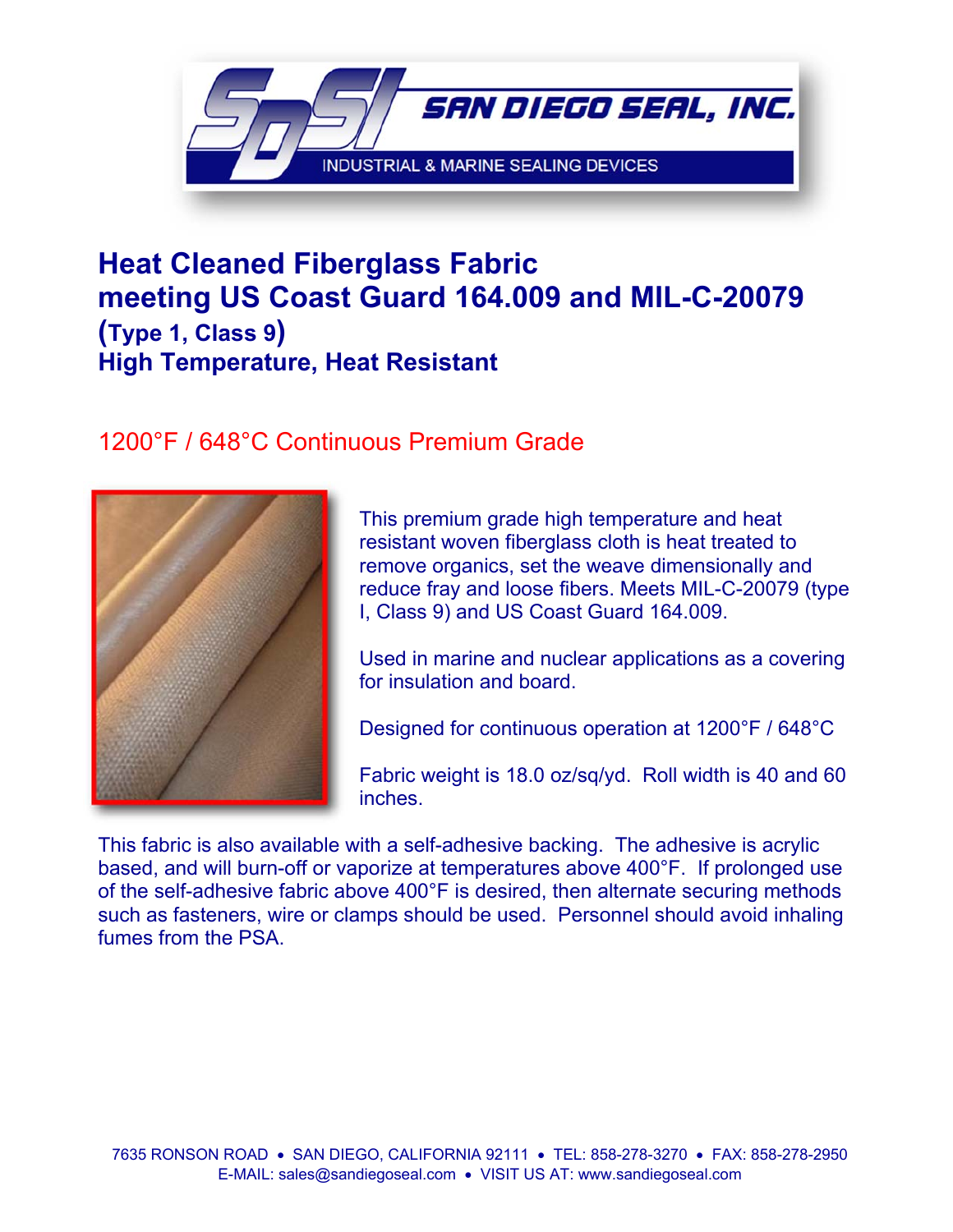SAN DIEGO SEAL, INC.

INDUSTRIAL & MARINE SEALING DEVICES

# Heat Cleaned Fiberglass Fabric meeting US Coast Guard 164.009 and MIL-C-20079 (Type 1, Class 9) High Temperature, Heat Resistant

## 1200°F / 648°C Continuous Premium Grade

This premium grade high temperature and heat resistant woven fiberglass cloth is heat treated to remove organics, set the weave dimensionally and reduce fray and loose fibers. Meets MIL-C-20079 (type I, Class 9) and US Coast Guard 164.009.

Used in marine and nuclear applications as a covering for insulation and board.

Designed for continuous operation at 1200°F / 648°C

Fabric weight is 18.0 oz/sq/yd. Roll width is 40 and 60 inches.

This fabric is also available with a self-adhesive backing. The adhesive is acrylic based, and will burn-off or vaporize at temperatures above 400°F. If prolonged use of the self-adhesive fabric above 400°F is desired, then alternate securing methods such as fasteners, wire or clamps should be used. Personnel should avoid inhaling fumes from the PSA.

7635 RONSON ROAD • SAN DIEGO, CALIFORNIA 92111 • TEL: 858-278-3270 • FAX: 858-278-2950
E-MAIL: sales@sandiegoseal.com • VISIT US AT: www.sandiegoseal.com